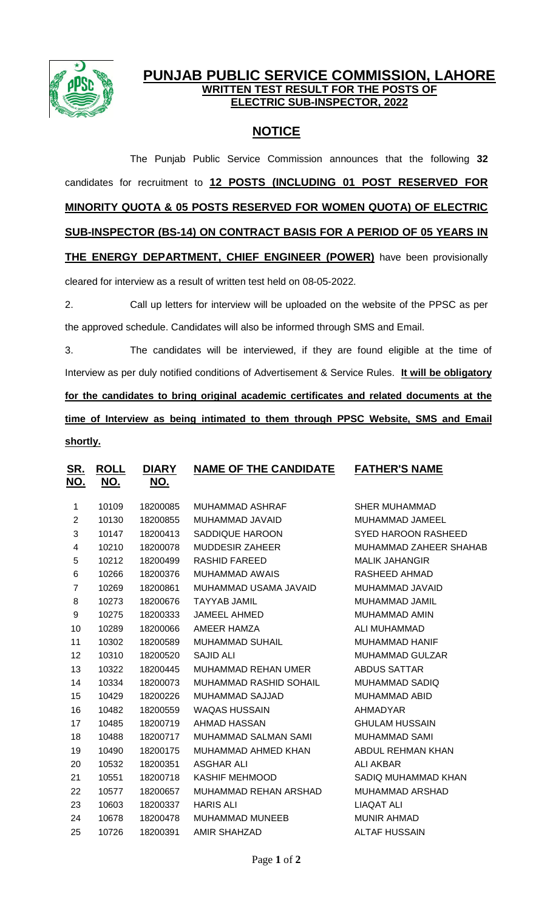# PUNJAB PUBLIC SERVICE COMMISSION, LAHORE

## WRITTEN TEST RESULT FOR THE POSTS OF ELECTRIC SUB-INSPECTOR, 2022

## NOTICE

The Punjab Public Service Commission announces that the following **32** candidates for recruitment to **12 POSTS (INCLUDING 01 POST RESERVED FOR MINORITY QUOTA & 05 POSTS RESERVED FOR WOMEN QUOTA) OF ELECTRIC SUB-INSPECTOR (BS-14) ON CONTRACT BASIS FOR A PERIOD OF 05 YEARS IN THE ENERGY DEPARTMENT, CHIEF ENGINEER (POWER)** have been provisionally cleared for interview as a result of written test held on 08-05-2022.

2. Call up letters for interview will be uploaded on the website of the PPSC as per the approved schedule. Candidates will also be informed through SMS and Email.

3. The candidates will be interviewed, if they are found eligible at the time of Interview as per duly notified conditions of Advertisement & Service Rules. **It will be obligatory for the candidates to bring original academic certificates and related documents at the time of Interview as being intimated to them through PPSC Website, SMS and Email shortly.**

| SR. NO. | ROLL NO. | DIARY NO. | NAME OF THE CANDIDATE | FATHER'S NAME |
|---|---|---|---|---|
| 1 | 10109 | 18200085 | MUHAMMAD ASHRAF | SHER MUHAMMAD |
| 2 | 10130 | 18200855 | MUHAMMAD JAVAID | MUHAMMAD JAMEEL |
| 3 | 10147 | 18200413 | SADDIQUE HAROON | SYED HAROON RASHEED |
| 4 | 10210 | 18200078 | MUDDESIR ZAHEER | MUHAMMAD ZAHEER SHAHAB |
| 5 | 10212 | 18200499 | RASHID FAREED | MALIK JAHANGIR |
| 6 | 10266 | 18200376 | MUHAMMAD AWAIS | RASHEED AHMAD |
| 7 | 10269 | 18200861 | MUHAMMAD USAMA JAVAID | MUHAMMAD JAVAID |
| 8 | 10273 | 18200676 | TAYYAB JAMIL | MUHAMMAD JAMIL |
| 9 | 10275 | 18200333 | JAMEEL AHMED | MUHAMMAD AMIN |
| 10 | 10289 | 18200066 | AMEER HAMZA | ALI MUHAMMAD |
| 11 | 10302 | 18200589 | MUHAMMAD SUHAIL | MUHAMMAD HANIF |
| 12 | 10310 | 18200520 | SAJID ALI | MUHAMMAD GULZAR |
| 13 | 10322 | 18200445 | MUHAMMAD REHAN UMER | ABDUS SATTAR |
| 14 | 10334 | 18200073 | MUHAMMAD RASHID SOHAIL | MUHAMMAD SADIQ |
| 15 | 10429 | 18200226 | MUHAMMAD SAJJAD | MUHAMMAD ABID |
| 16 | 10482 | 18200559 | WAQAS HUSSAIN | AHMADYAR |
| 17 | 10485 | 18200719 | AHMAD HASSAN | GHULAM HUSSAIN |
| 18 | 10488 | 18200717 | MUHAMMAD SALMAN SAMI | MUHAMMAD SAMI |
| 19 | 10490 | 18200175 | MUHAMMAD AHMED KHAN | ABDUL REHMAN KHAN |
| 20 | 10532 | 18200351 | ASGHAR ALI | ALI AKBAR |
| 21 | 10551 | 18200718 | KASHIF MEHMOOD | SADIQ MUHAMMAD KHAN |
| 22 | 10577 | 18200657 | MUHAMMAD REHAN ARSHAD | MUHAMMAD ARSHAD |
| 23 | 10603 | 18200337 | HARIS ALI | LIAQAT ALI |
| 24 | 10678 | 18200478 | MUHAMMAD MUNEEB | MUNIR AHMAD |
| 25 | 10726 | 18200391 | AMIR SHAHZAD | ALTAF HUSSAIN |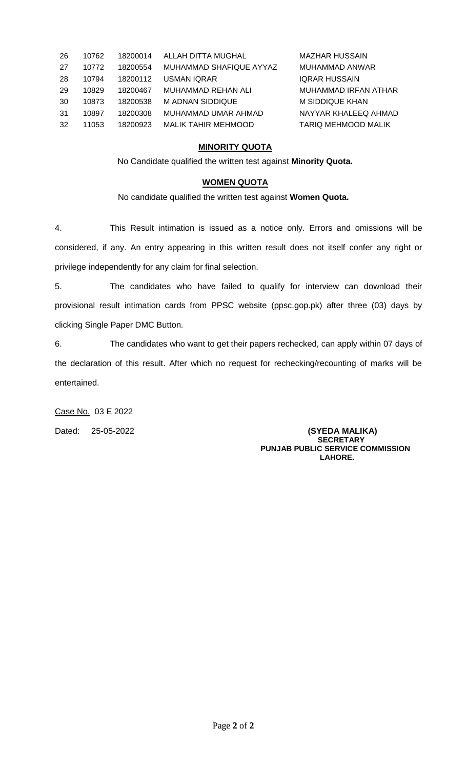| | | | | |
|---|---|---|---|---|
| 26 | 10762 | 18200014 | ALLAH DITTA MUGHAL | MAZHAR HUSSAIN |
| 27 | 10772 | 18200554 | MUHAMMAD SHAFIQUE AYYAZ | MUHAMMAD ANWAR |
| 28 | 10794 | 18200112 | USMAN IQRAR | IQRAR HUSSAIN |
| 29 | 10829 | 18200467 | MUHAMMAD REHAN ALI | MUHAMMAD IRFAN ATHAR |
| 30 | 10873 | 18200538 | M ADNAN SIDDIQUE | M SIDDIQUE KHAN |
| 31 | 10897 | 18200308 | MUHAMMAD UMAR AHMAD | NAYYAR KHALEEQ AHMAD |
| 32 | 11053 | 18200923 | MALIK TAHIR MEHMOOD | TARIQ MEHMOOD MALIK |

**MINORITY QUOTA**

No Candidate qualified the written test against **Minority Quota.**

**WOMEN QUOTA**

No candidate qualified the written test against **Women Quota.**

4. This Result intimation is issued as a notice only. Errors and omissions will be considered, if any. An entry appearing in this written result does not itself confer any right or privilege independently for any claim for final selection.

5. The candidates who have failed to qualify for interview can download their provisional result intimation cards from PPSC website (ppsc.gop.pk) after three (03) days by clicking Single Paper DMC Button.

6. The candidates who want to get their papers rechecked, can apply within 07 days of the declaration of this result. After which no request for rechecking/recounting of marks will be entertained.

Case No. 03 E 2022

Dated: 25-05-2022

**(SYEDA MALIKA)**
**SECRETARY**
**PUNJAB PUBLIC SERVICE COMMISSION**
**LAHORE.**